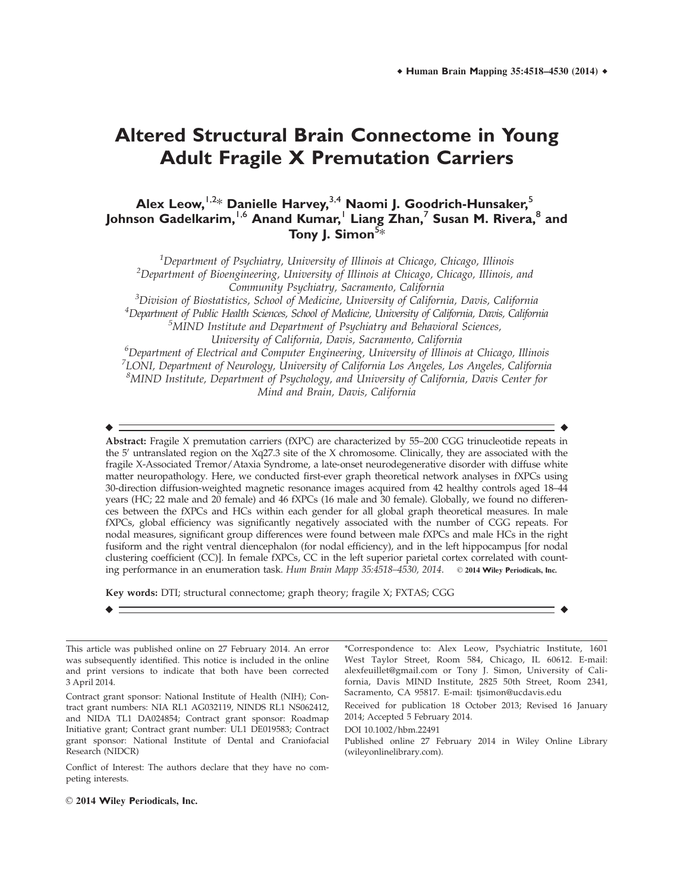# Altered Structural Brain Connectome in Young Adult Fragile X Premutation Carriers

**Alex Leow,[1,2]* Danielle Harvey,[3,4] Naomi J. Goodrich-Hunsaker,[5] Johnson Gadelkarim,[1,6] Anand Kumar,[1] Liang Zhan,[7] Susan M. Rivera,[8] and Tony J. Simon[5]***

[1]*Department of Psychiatry, University of Illinois at Chicago, Chicago, Illinois*
[2]*Department of Bioengineering, University of Illinois at Chicago, Chicago, Illinois, and Community Psychiatry, Sacramento, California*
[3]*Division of Biostatistics, School of Medicine, University of California, Davis, California*
[4]*Department of Public Health Sciences, School of Medicine, University of California, Davis, California*
[5]*MIND Institute and Department of Psychiatry and Behavioral Sciences, University of California, Davis, Sacramento, California*
[6]*Department of Electrical and Computer Engineering, University of Illinois at Chicago, Illinois*
[7]*LONI, Department of Neurology, University of California Los Angeles, Los Angeles, California*
[8]*MIND Institute, Department of Psychology, and University of California, Davis Center for Mind and Brain, Davis, California*

**Abstract:** Fragile X premutation carriers (fXPC) are characterized by 55–200 CGG trinucleotide repeats in the 5′ untranslated region on the Xq27.3 site of the X chromosome. Clinically, they are associated with the fragile X-Associated Tremor/Ataxia Syndrome, a late-onset neurodegenerative disorder with diffuse white matter neuropathology. Here, we conducted first-ever graph theoretical network analyses in fXPCs using 30-direction diffusion-weighted magnetic resonance images acquired from 42 healthy controls aged 18–44 years (HC; 22 male and 20 female) and 46 fXPCs (16 male and 30 female). Globally, we found no differences between the fXPCs and HCs within each gender for all global graph theoretical measures. In male fXPCs, global efficiency was significantly negatively associated with the number of CGG repeats. For nodal measures, significant group differences were found between male fXPCs and male HCs in the right fusiform and the right ventral diencephalon (for nodal efficiency), and in the left hippocampus [for nodal clustering coefficient (CC)]. In female fXPCs, CC in the left superior parietal cortex correlated with counting performance in an enumeration task. *Hum Brain Mapp 35:4518–4530, 2014.* © **2014 Wiley Periodicals, Inc.**

**Key words:** DTI; structural connectome; graph theory; fragile X; FXTAS; CGG

---

This article was published online on 27 February 2014. An error was subsequently identified. This notice is included in the online and print versions to indicate that both have been corrected 3 April 2014.

Contract grant sponsor: National Institute of Health (NIH); Contract grant numbers: NIA RL1 AG032119, NINDS RL1 NS062412, and NIDA TL1 DA024854; Contract grant sponsor: Roadmap Initiative grant; Contract grant number: UL1 DE019583; Contract grant sponsor: National Institute of Dental and Craniofacial Research (NIDCR)

Conflict of Interest: The authors declare that they have no competing interests.

*Correspondence to: Alex Leow, Psychiatric Institute, 1601 West Taylor Street, Room 584, Chicago, IL 60612. E-mail: alexfeuillet@gmail.com or Tony J. Simon, University of California, Davis MIND Institute, 2825 50th Street, Room 2341, Sacramento, CA 95817. E-mail: tjsimon@ucdavis.edu

Received for publication 18 October 2013; Revised 16 January 2014; Accepted 5 February 2014.

DOI 10.1002/hbm.22491

Published online 27 February 2014 in Wiley Online Library (wileyonlinelibrary.com).

© 2014 Wiley Periodicals, Inc.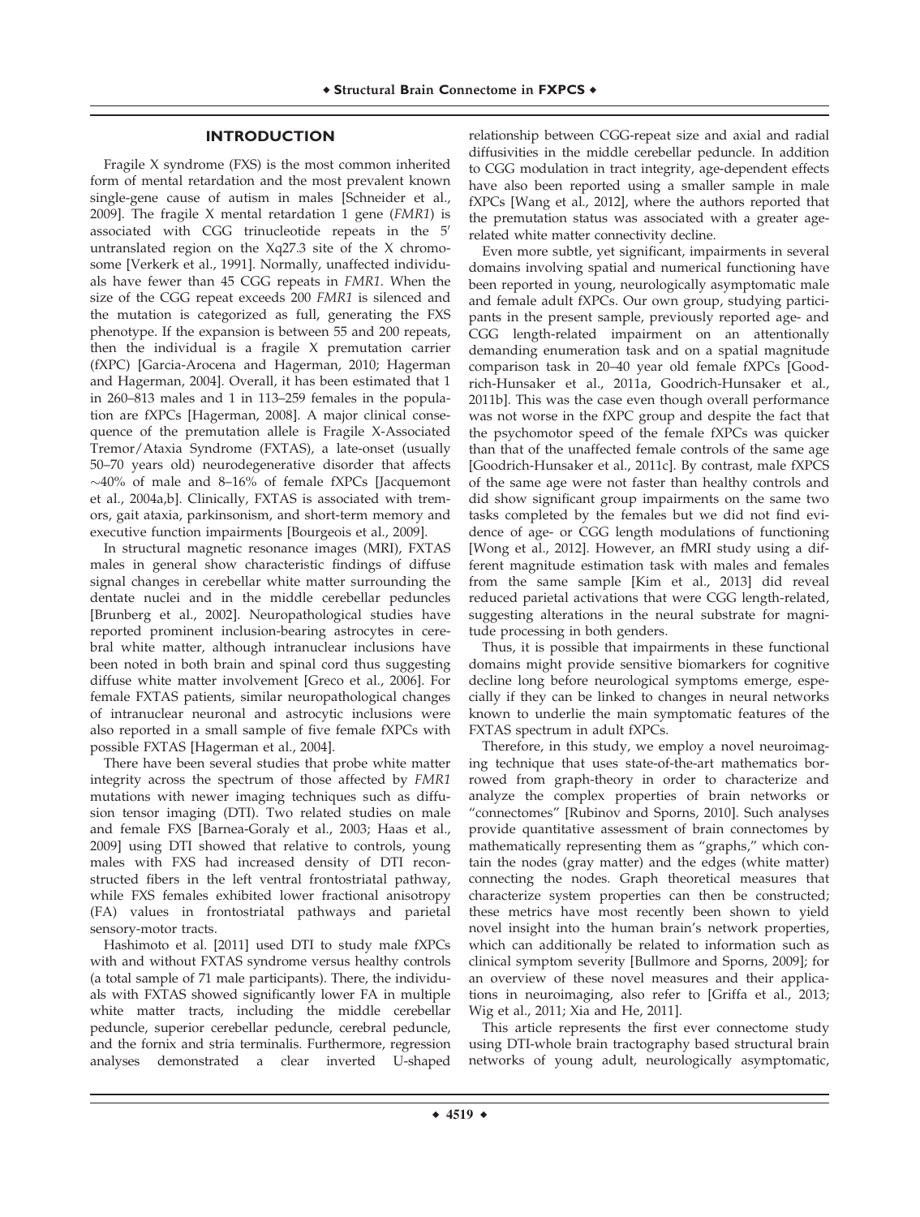## INTRODUCTION

Fragile X syndrome (FXS) is the most common inherited form of mental retardation and the most prevalent known single-gene cause of autism in males [Schneider et al., 2009]. The fragile X mental retardation 1 gene (*FMR1*) is associated with CGG trinucleotide repeats in the 5′ untranslated region on the Xq27.3 site of the X chromosome [Verkerk et al., 1991]. Normally, unaffected individuals have fewer than 45 CGG repeats in *FMR1*. When the size of the CGG repeat exceeds 200 *FMR1* is silenced and the mutation is categorized as full, generating the FXS phenotype. If the expansion is between 55 and 200 repeats, then the individual is a fragile X premutation carrier (fXPC) [Garcia-Arocena and Hagerman, 2010; Hagerman and Hagerman, 2004]. Overall, it has been estimated that 1 in 260–813 males and 1 in 113–259 females in the population are fXPCs [Hagerman, 2008]. A major clinical consequence of the premutation allele is Fragile X-Associated Tremor/Ataxia Syndrome (FXTAS), a late-onset (usually 50–70 years old) neurodegenerative disorder that affects ~40% of male and 8–16% of female fXPCs [Jacquemont et al., 2004a,b]. Clinically, FXTAS is associated with tremors, gait ataxia, parkinsonism, and short-term memory and executive function impairments [Bourgeois et al., 2009].

In structural magnetic resonance images (MRI), FXTAS males in general show characteristic findings of diffuse signal changes in cerebellar white matter surrounding the dentate nuclei and in the middle cerebellar peduncles [Brunberg et al., 2002]. Neuropathological studies have reported prominent inclusion-bearing astrocytes in cerebral white matter, although intranuclear inclusions have been noted in both brain and spinal cord thus suggesting diffuse white matter involvement [Greco et al., 2006]. For female FXTAS patients, similar neuropathological changes of intranuclear neuronal and astrocytic inclusions were also reported in a small sample of five female fXPCs with possible FXTAS [Hagerman et al., 2004].

There have been several studies that probe white matter integrity across the spectrum of those affected by *FMR1* mutations with newer imaging techniques such as diffusion tensor imaging (DTI). Two related studies on male and female FXS [Barnea-Goraly et al., 2003; Haas et al., 2009] using DTI showed that relative to controls, young males with FXS had increased density of DTI reconstructed fibers in the left ventral frontostriatal pathway, while FXS females exhibited lower fractional anisotropy (FA) values in frontostriatal pathways and parietal sensory-motor tracts.

Hashimoto et al. [2011] used DTI to study male fXPCs with and without FXTAS syndrome versus healthy controls (a total sample of 71 male participants). There, the individuals with FXTAS showed significantly lower FA in multiple white matter tracts, including the middle cerebellar peduncle, superior cerebellar peduncle, cerebral peduncle, and the fornix and stria terminalis. Furthermore, regression analyses demonstrated a clear inverted U-shaped relationship between CGG-repeat size and axial and radial diffusivities in the middle cerebellar peduncle. In addition to CGG modulation in tract integrity, age-dependent effects have also been reported using a smaller sample in male fXPCs [Wang et al., 2012], where the authors reported that the premutation status was associated with a greater age-related white matter connectivity decline.

Even more subtle, yet significant, impairments in several domains involving spatial and numerical functioning have been reported in young, neurologically asymptomatic male and female adult fXPCs. Our own group, studying participants in the present sample, previously reported age- and CGG length-related impairment on an attentionally demanding enumeration task and on a spatial magnitude comparison task in 20–40 year old female fXPCs [Goodrich-Hunsaker et al., 2011a, Goodrich-Hunsaker et al., 2011b]. This was the case even though overall performance was not worse in the fXPC group and despite the fact that the psychomotor speed of the female fXPCs was quicker than that of the unaffected female controls of the same age [Goodrich-Hunsaker et al., 2011c]. By contrast, male fXPCS of the same age were not faster than healthy controls and did show significant group impairments on the same two tasks completed by the females but we did not find evidence of age- or CGG length modulations of functioning [Wong et al., 2012]. However, an fMRI study using a different magnitude estimation task with males and females from the same sample [Kim et al., 2013] did reveal reduced parietal activations that were CGG length-related, suggesting alterations in the neural substrate for magnitude processing in both genders.

Thus, it is possible that impairments in these functional domains might provide sensitive biomarkers for cognitive decline long before neurological symptoms emerge, especially if they can be linked to changes in neural networks known to underlie the main symptomatic features of the FXTAS spectrum in adult fXPCs.

Therefore, in this study, we employ a novel neuroimaging technique that uses state-of-the-art mathematics borrowed from graph-theory in order to characterize and analyze the complex properties of brain networks or "connectomes" [Rubinov and Sporns, 2010]. Such analyses provide quantitative assessment of brain connectomes by mathematically representing them as "graphs," which contain the nodes (gray matter) and the edges (white matter) connecting the nodes. Graph theoretical measures that characterize system properties can then be constructed; these metrics have most recently been shown to yield novel insight into the human brain's network properties, which can additionally be related to information such as clinical symptom severity [Bullmore and Sporns, 2009]; for an overview of these novel measures and their applications in neuroimaging, also refer to [Griffa et al., 2013; Wig et al., 2011; Xia and He, 2011].

This article represents the first ever connectome study using DTI-whole brain tractography based structural brain networks of young adult, neurologically asymptomatic,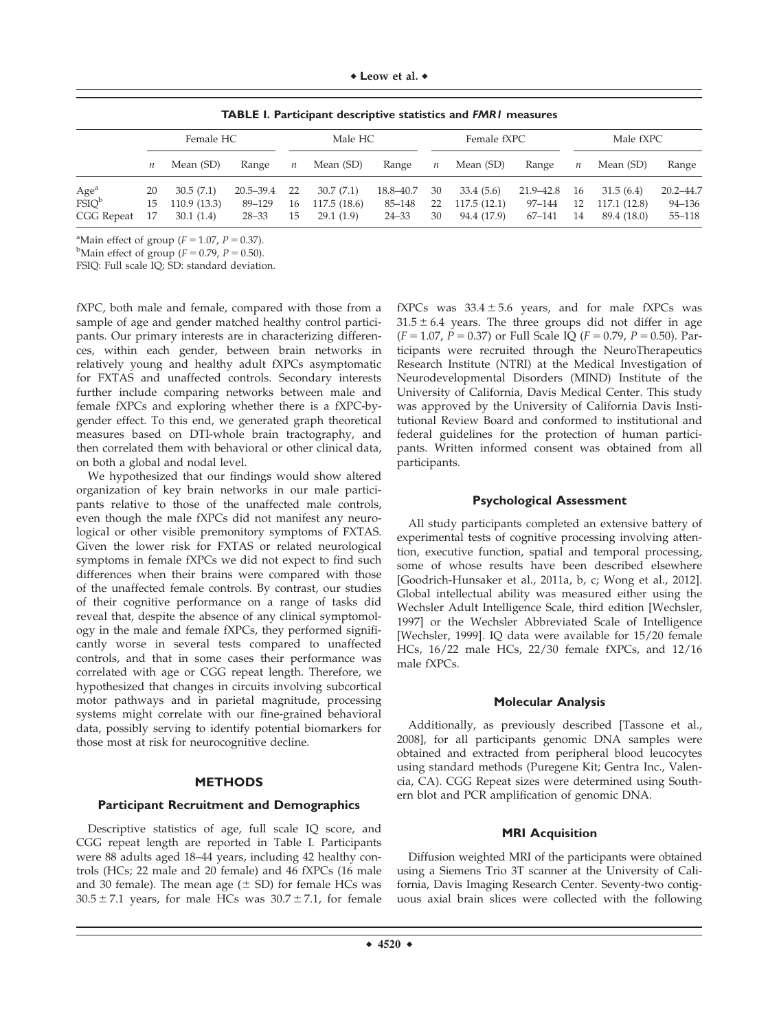**TABLE I. Participant descriptive statistics and *FMR1* measures**

| | Female HC | | | Male HC | | | Female fXPC | | | Male fXPC | | |
|---|---|---|---|---|---|---|---|---|---|---|---|---|
| | *n* | Mean (SD) | Range | *n* | Mean (SD) | Range | *n* | Mean (SD) | Range | *n* | Mean (SD) | Range |
| Age[a] | 20 | 30.5 (7.1) | 20.5–39.4 | 22 | 30.7 (7.1) | 18.8–40.7 | 30 | 33.4 (5.6) | 21.9–42.8 | 16 | 31.5 (6.4) | 20.2–44.7 |
| FSIQ[b] | 15 | 110.9 (13.3) | 89–129 | 16 | 117.5 (18.6) | 85–148 | 22 | 117.5 (12.1) | 97–144 | 12 | 117.1 (12.8) | 94–136 |
| CGG Repeat | 17 | 30.1 (1.4) | 28–33 | 15 | 29.1 (1.9) | 24–33 | 30 | 94.4 (17.9) | 67–141 | 14 | 89.4 (18.0) | 55–118 |

[a]Main effect of group ($F = 1.07$, $P = 0.37$).
[b]Main effect of group ($F = 0.79$, $P = 0.50$).
FSIQ: Full scale IQ; SD: standard deviation.

fXPC, both male and female, compared with those from a sample of age and gender matched healthy control participants. Our primary interests are in characterizing differences, within each gender, between brain networks in relatively young and healthy adult fXPCs asymptomatic for FXTAS and unaffected controls. Secondary interests further include comparing networks between male and female fXPCs and exploring whether there is a fXPC-by-gender effect. To this end, we generated graph theoretical measures based on DTI-whole brain tractography, and then correlated them with behavioral or other clinical data, on both a global and nodal level.

We hypothesized that our findings would show altered organization of key brain networks in our male participants relative to those of the unaffected male controls, even though the male fXPCs did not manifest any neurological or other visible premonitory symptoms of FXTAS. Given the lower risk for FXTAS or related neurological symptoms in female fXPCs we did not expect to find such differences when their brains were compared with those of the unaffected female controls. By contrast, our studies of their cognitive performance on a range of tasks did reveal that, despite the absence of any clinical symptomology in the male and female fXPCs, they performed significantly worse in several tests compared to unaffected controls, and that in some cases their performance was correlated with age or CGG repeat length. Therefore, we hypothesized that changes in circuits involving subcortical motor pathways and in parietal magnitude, processing systems might correlate with our fine-grained behavioral data, possibly serving to identify potential biomarkers for those most at risk for neurocognitive decline.

## METHODS

### Participant Recruitment and Demographics

Descriptive statistics of age, full scale IQ score, and CGG repeat length are reported in Table I. Participants were 88 adults aged 18–44 years, including 42 healthy controls (HCs; 22 male and 20 female) and 46 fXPCs (16 male and 30 female). The mean age (± SD) for female HCs was $30.5 \pm 7.1$ years, for male HCs was $30.7 \pm 7.1$, for female fXPCs was $33.4 \pm 5.6$ years, and for male fXPCs was $31.5 \pm 6.4$ years. The three groups did not differ in age ($F = 1.07$, $P = 0.37$) or Full Scale IQ ($F = 0.79$, $P = 0.50$). Participants were recruited through the NeuroTherapeutics Research Institute (NTRI) at the Medical Investigation of Neurodevelopmental Disorders (MIND) Institute of the University of California, Davis Medical Center. This study was approved by the University of California Davis Institutional Review Board and conformed to institutional and federal guidelines for the protection of human participants. Written informed consent was obtained from all participants.

### Psychological Assessment

All study participants completed an extensive battery of experimental tests of cognitive processing involving attention, executive function, spatial and temporal processing, some of whose results have been described elsewhere [Goodrich-Hunsaker et al., 2011a, b, c; Wong et al., 2012]. Global intellectual ability was measured either using the Wechsler Adult Intelligence Scale, third edition [Wechsler, 1997] or the Wechsler Abbreviated Scale of Intelligence [Wechsler, 1999]. IQ data were available for 15/20 female HCs, 16/22 male HCs, 22/30 female fXPCs, and 12/16 male fXPCs.

### Molecular Analysis

Additionally, as previously described [Tassone et al., 2008], for all participants genomic DNA samples were obtained and extracted from peripheral blood leucocytes using standard methods (Puregene Kit; Gentra Inc., Valencia, CA). CGG Repeat sizes were determined using Southern blot and PCR amplification of genomic DNA.

### MRI Acquisition

Diffusion weighted MRI of the participants were obtained using a Siemens Trio 3T scanner at the University of California, Davis Imaging Research Center. Seventy-two contiguous axial brain slices were collected with the following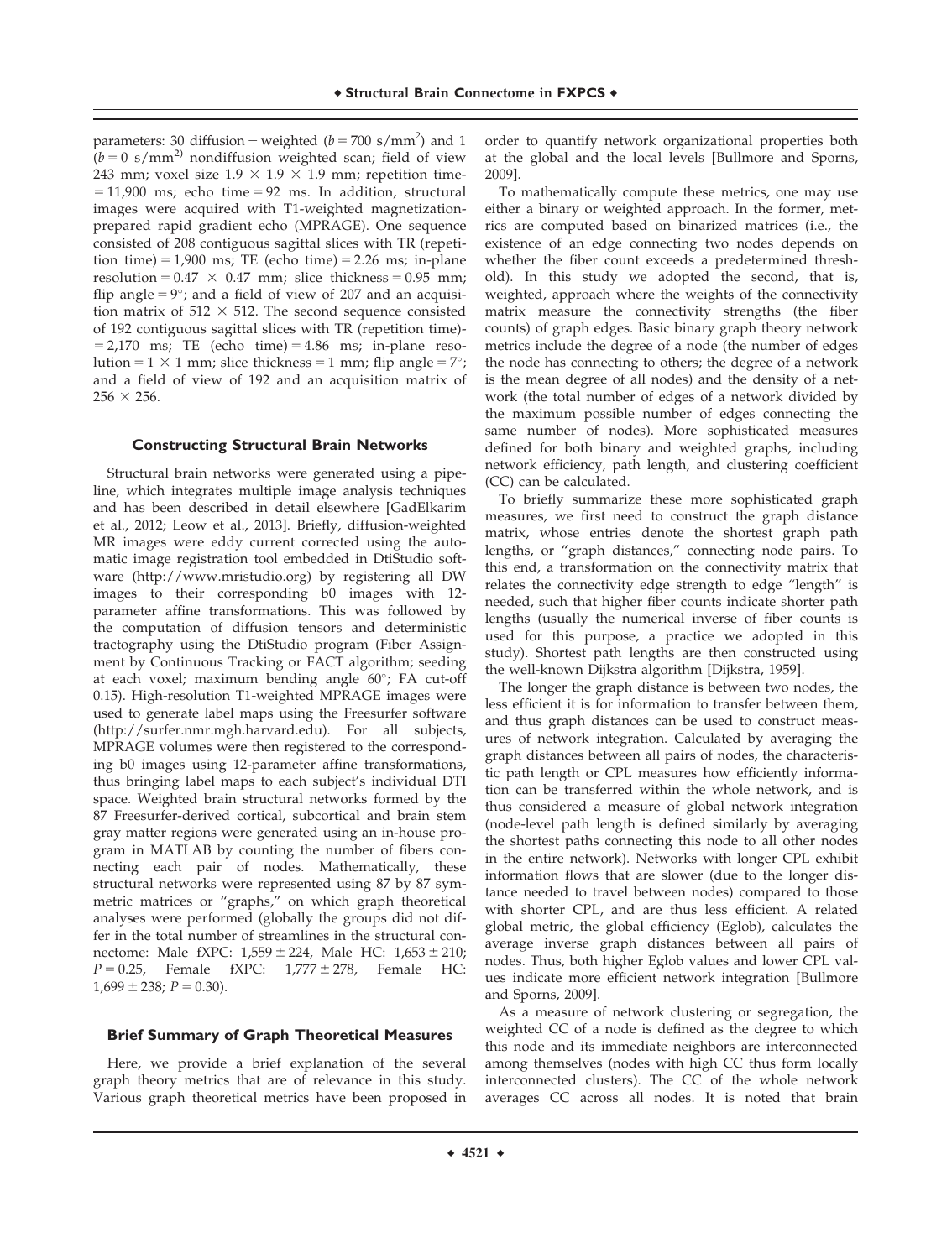parameters: 30 diffusion − weighted ($b = 700$ s/mm$^2$) and 1 ($b = 0$ s/mm$^{2)}$ nondiffusion weighted scan; field of view 243 mm; voxel size 1.9 × 1.9 × 1.9 mm; repetition time- = 11,900 ms; echo time = 92 ms. In addition, structural images were acquired with T1-weighted magnetization-prepared rapid gradient echo (MPRAGE). One sequence consisted of 208 contiguous sagittal slices with TR (repetition time) = 1,900 ms; TE (echo time) = 2.26 ms; in-plane resolution = 0.47 × 0.47 mm; slice thickness = 0.95 mm; flip angle = 9°; and a field of view of 207 and an acquisition matrix of 512 × 512. The second sequence consisted of 192 contiguous sagittal slices with TR (repetition time)- = 2,170 ms; TE (echo time) = 4.86 ms; in-plane resolution = 1 × 1 mm; slice thickness = 1 mm; flip angle = 7°; and a field of view of 192 and an acquisition matrix of 256 × 256.

### Constructing Structural Brain Networks

Structural brain networks were generated using a pipeline, which integrates multiple image analysis techniques and has been described in detail elsewhere [GadElkarim et al., 2012; Leow et al., 2013]. Briefly, diffusion-weighted MR images were eddy current corrected using the automatic image registration tool embedded in DtiStudio software (http://www.mristudio.org) by registering all DW images to their corresponding b0 images with 12-parameter affine transformations. This was followed by the computation of diffusion tensors and deterministic tractography using the DtiStudio program (Fiber Assignment by Continuous Tracking or FACT algorithm; seeding at each voxel; maximum bending angle 60°; FA cut-off 0.15). High-resolution T1-weighted MPRAGE images were used to generate label maps using the Freesurfer software (http://surfer.nmr.mgh.harvard.edu). For all subjects, MPRAGE volumes were then registered to the corresponding b0 images using 12-parameter affine transformations, thus bringing label maps to each subject's individual DTI space. Weighted brain structural networks formed by the 87 Freesurfer-derived cortical, subcortical and brain stem gray matter regions were generated using an in-house program in MATLAB by counting the number of fibers connecting each pair of nodes. Mathematically, these structural networks were represented using 87 by 87 symmetric matrices or "graphs," on which graph theoretical analyses were performed (globally the groups did not differ in the total number of streamlines in the structural connectome: Male fXPC: 1,559 ± 224, Male HC: 1,653 ± 210; $P = 0.25$, Female fXPC: 1,777 ± 278, Female HC: 1,699 ± 238; $P = 0.30$).

### Brief Summary of Graph Theoretical Measures

Here, we provide a brief explanation of the several graph theory metrics that are of relevance in this study. Various graph theoretical metrics have been proposed in order to quantify network organizational properties both at the global and the local levels [Bullmore and Sporns, 2009].

To mathematically compute these metrics, one may use either a binary or weighted approach. In the former, metrics are computed based on binarized matrices (i.e., the existence of an edge connecting two nodes depends on whether the fiber count exceeds a predetermined threshold). In this study we adopted the second, that is, weighted, approach where the weights of the connectivity matrix measure the connectivity strengths (the fiber counts) of graph edges. Basic binary graph theory network metrics include the degree of a node (the number of edges the node has connecting to others; the degree of a network is the mean degree of all nodes) and the density of a network (the total number of edges of a network divided by the maximum possible number of edges connecting the same number of nodes). More sophisticated measures defined for both binary and weighted graphs, including network efficiency, path length, and clustering coefficient (CC) can be calculated.

To briefly summarize these more sophisticated graph measures, we first need to construct the graph distance matrix, whose entries denote the shortest graph path lengths, or "graph distances," connecting node pairs. To this end, a transformation on the connectivity matrix that relates the connectivity edge strength to edge "length" is needed, such that higher fiber counts indicate shorter path lengths (usually the numerical inverse of fiber counts is used for this purpose, a practice we adopted in this study). Shortest path lengths are then constructed using the well-known Dijkstra algorithm [Dijkstra, 1959].

The longer the graph distance is between two nodes, the less efficient it is for information to transfer between them, and thus graph distances can be used to construct measures of network integration. Calculated by averaging the graph distances between all pairs of nodes, the characteristic path length or CPL measures how efficiently information can be transferred within the whole network, and is thus considered a measure of global network integration (node-level path length is defined similarly by averaging the shortest paths connecting this node to all other nodes in the entire network). Networks with longer CPL exhibit information flows that are slower (due to the longer distance needed to travel between nodes) compared to those with shorter CPL, and are thus less efficient. A related global metric, the global efficiency (Eglob), calculates the average inverse graph distances between all pairs of nodes. Thus, both higher Eglob values and lower CPL values indicate more efficient network integration [Bullmore and Sporns, 2009].

As a measure of network clustering or segregation, the weighted CC of a node is defined as the degree to which this node and its immediate neighbors are interconnected among themselves (nodes with high CC thus form locally interconnected clusters). The CC of the whole network averages CC across all nodes. It is noted that brain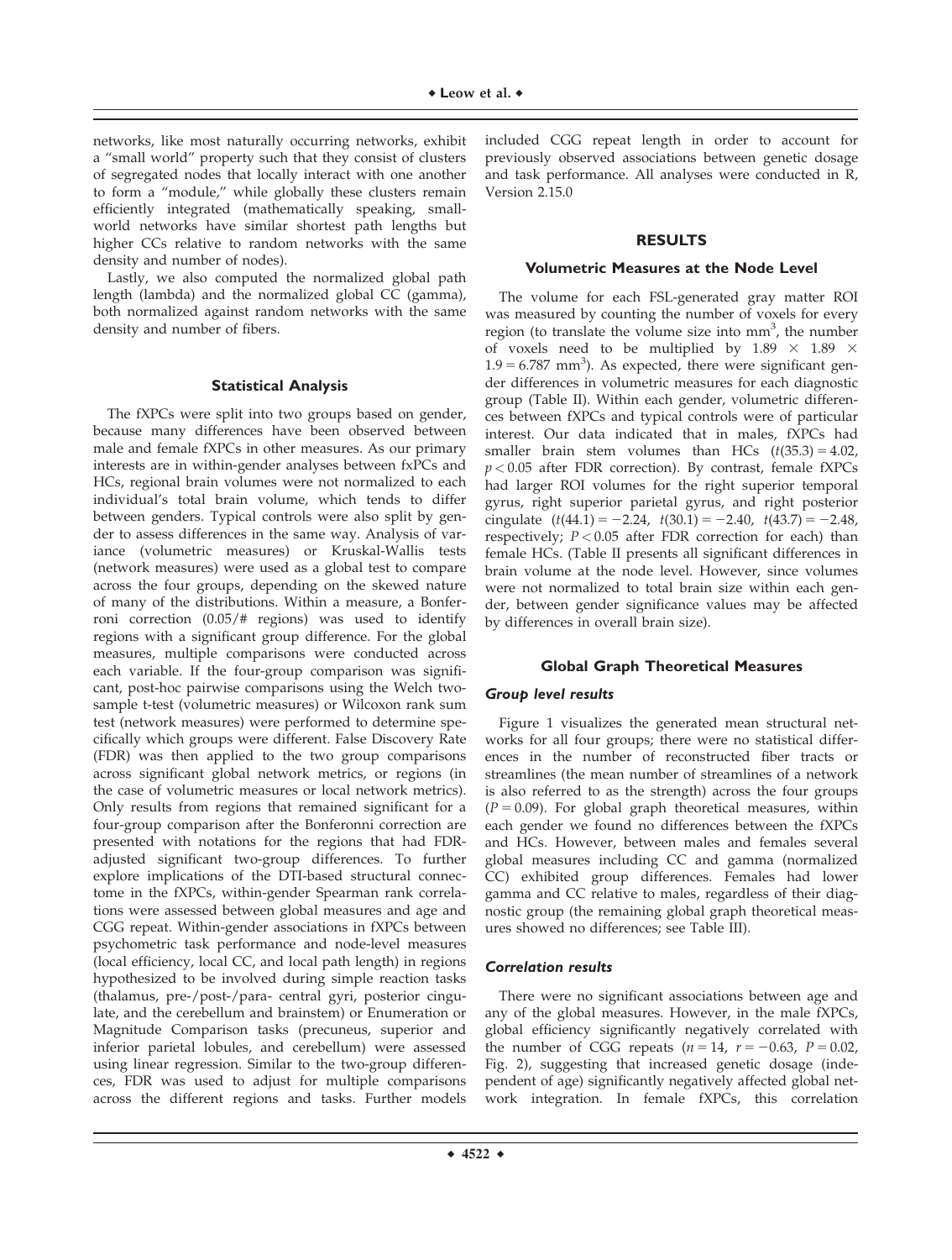networks, like most naturally occurring networks, exhibit a "small world" property such that they consist of clusters of segregated nodes that locally interact with one another to form a "module," while globally these clusters remain efficiently integrated (mathematically speaking, small-world networks have similar shortest path lengths but higher CCs relative to random networks with the same density and number of nodes).

Lastly, we also computed the normalized global path length (lambda) and the normalized global CC (gamma), both normalized against random networks with the same density and number of fibers.

### Statistical Analysis

The fXPCs were split into two groups based on gender, because many differences have been observed between male and female fXPCs in other measures. As our primary interests are in within-gender analyses between fxPCs and HCs, regional brain volumes were not normalized to each individual's total brain volume, which tends to differ between genders. Typical controls were also split by gender to assess differences in the same way. Analysis of variance (volumetric measures) or Kruskal-Wallis tests (network measures) were used as a global test to compare across the four groups, depending on the skewed nature of many of the distributions. Within a measure, a Bonferroni correction (0.05/# regions) was used to identify regions with a significant group difference. For the global measures, multiple comparisons were conducted across each variable. If the four-group comparison was significant, post-hoc pairwise comparisons using the Welch two-sample t-test (volumetric measures) or Wilcoxon rank sum test (network measures) were performed to determine specifically which groups were different. False Discovery Rate (FDR) was then applied to the two group comparisons across significant global network metrics, or regions (in the case of volumetric measures or local network metrics). Only results from regions that remained significant for a four-group comparison after the Bonferonni correction are presented with notations for the regions that had FDR-adjusted significant two-group differences. To further explore implications of the DTI-based structural connectome in the fXPCs, within-gender Spearman rank correlations were assessed between global measures and age and CGG repeat. Within-gender associations in fXPCs between psychometric task performance and node-level measures (local efficiency, local CC, and local path length) in regions hypothesized to be involved during simple reaction tasks (thalamus, pre-/post-/para- central gyri, posterior cingulate, and the cerebellum and brainstem) or Enumeration or Magnitude Comparison tasks (precuneus, superior and inferior parietal lobules, and cerebellum) were assessed using linear regression. Similar to the two-group differences, FDR was used to adjust for multiple comparisons across the different regions and tasks. Further models included CGG repeat length in order to account for previously observed associations between genetic dosage and task performance. All analyses were conducted in R, Version 2.15.0

## RESULTS

### Volumetric Measures at the Node Level

The volume for each FSL-generated gray matter ROI was measured by counting the number of voxels for every region (to translate the volume size into $mm^3$, the number of voxels need to be multiplied by $1.89 \times 1.89 \times 1.9 = 6.787$ $mm^3$). As expected, there were significant gender differences in volumetric measures for each diagnostic group (Table II). Within each gender, volumetric differences between fXPCs and typical controls were of particular interest. Our data indicated that in males, fXPCs had smaller brain stem volumes than HCs ($t(35.3) = 4.02$, $p < 0.05$ after FDR correction). By contrast, female fXPCs had larger ROI volumes for the right superior temporal gyrus, right superior parietal gyrus, and right posterior cingulate ($t(44.1) = -2.24$, $t(30.1) = -2.40$, $t(43.7) = -2.48$, respectively; $P < 0.05$ after FDR correction for each) than female HCs. (Table II presents all significant differences in brain volume at the node level. However, since volumes were not normalized to total brain size within each gender, between gender significance values may be affected by differences in overall brain size).

### Global Graph Theoretical Measures

#### *Group level results*

Figure 1 visualizes the generated mean structural networks for all four groups; there were no statistical differences in the number of reconstructed fiber tracts or streamlines (the mean number of streamlines of a network is also referred to as the strength) across the four groups ($P = 0.09$). For global graph theoretical measures, within each gender we found no differences between the fXPCs and HCs. However, between males and females several global measures including CC and gamma (normalized CC) exhibited group differences. Females had lower gamma and CC relative to males, regardless of their diagnostic group (the remaining global graph theoretical measures showed no differences; see Table III).

#### *Correlation results*

There were no significant associations between age and any of the global measures. However, in the male fXPCs, global efficiency significantly negatively correlated with the number of CGG repeats ($n = 14$, $r = -0.63$, $P = 0.02$, Fig. 2), suggesting that increased genetic dosage (independent of age) significantly negatively affected global network integration. In female fXPCs, this correlation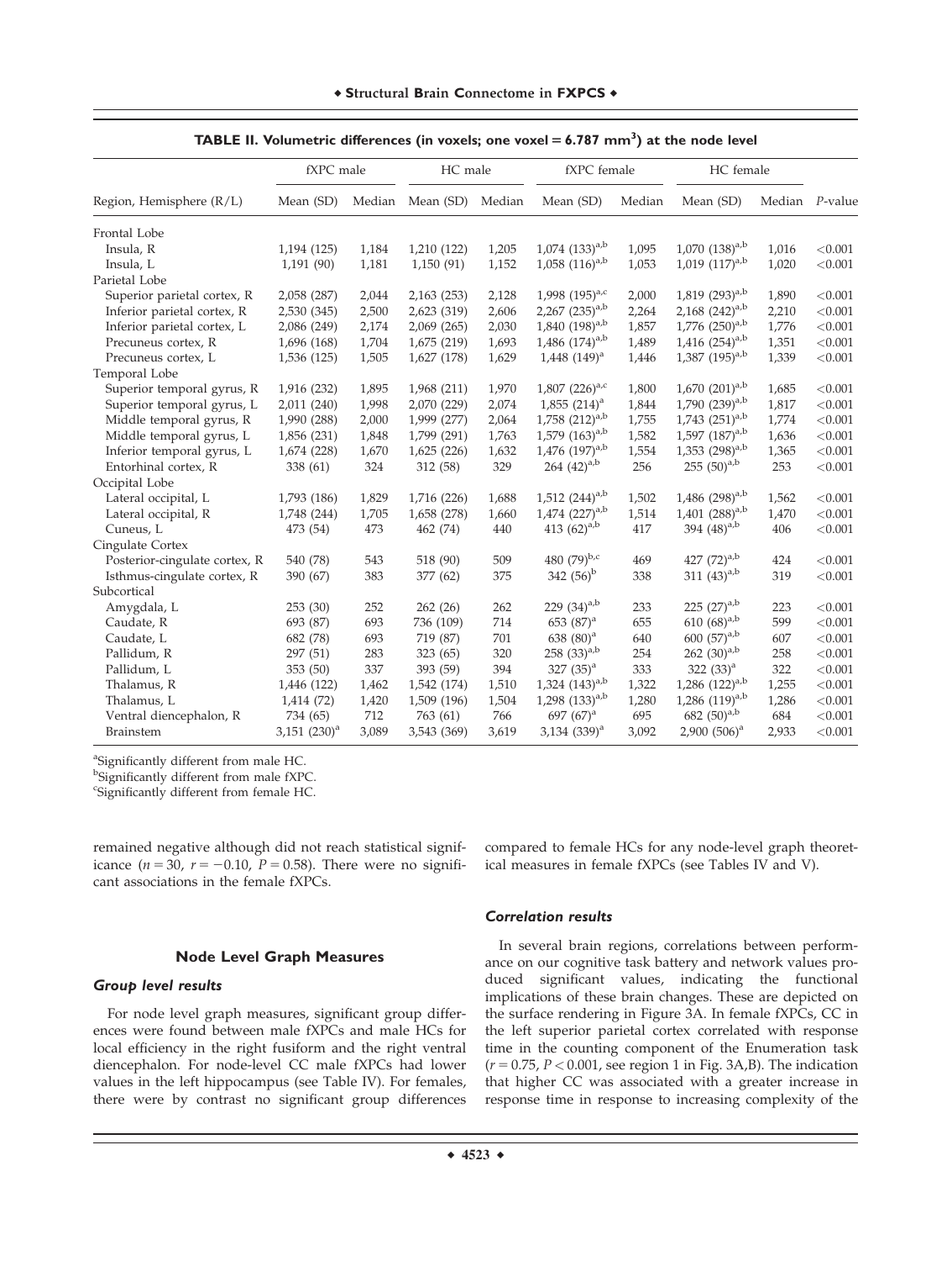**TABLE II. Volumetric differences (in voxels; one voxel = 6.787 mm$^3$) at the node level**

| Region, Hemisphere (R/L) | fXPC male | | HC male | | fXPC female | | HC female | | |
|---|---|---|---|---|---|---|---|---|---|
| | Mean (SD) | Median | Mean (SD) | Median | Mean (SD) | Median | Mean (SD) | Median | *P*-value |
| Frontal Lobe | | | | | | | | | |
| Insula, R | 1,194 (125) | 1,184 | 1,210 (122) | 1,205 | 1,074 (133)[a,b] | 1,095 | 1,070 (138)[a,b] | 1,016 | <0.001 |
| Insula, L | 1,191 (90) | 1,181 | 1,150 (91) | 1,152 | 1,058 (116)[a,b] | 1,053 | 1,019 (117)[a,b] | 1,020 | <0.001 |
| Parietal Lobe | | | | | | | | | |
| Superior parietal cortex, R | 2,058 (287) | 2,044 | 2,163 (253) | 2,128 | 1,998 (195)[a,c] | 2,000 | 1,819 (293)[a,b] | 1,890 | <0.001 |
| Inferior parietal cortex, R | 2,530 (345) | 2,500 | 2,623 (319) | 2,606 | 2,267 (235)[a,b] | 2,264 | 2,168 (242)[a,b] | 2,210 | <0.001 |
| Inferior parietal cortex, L | 2,086 (249) | 2,174 | 2,069 (265) | 2,030 | 1,840 (198)[a,b] | 1,857 | 1,776 (250)[a,b] | 1,776 | <0.001 |
| Precuneus cortex, R | 1,696 (168) | 1,704 | 1,675 (219) | 1,693 | 1,486 (174)[a,b] | 1,489 | 1,416 (254)[a,b] | 1,351 | <0.001 |
| Precuneus cortex, L | 1,536 (125) | 1,505 | 1,627 (178) | 1,629 | 1,448 (149)[a] | 1,446 | 1,387 (195)[a,b] | 1,339 | <0.001 |
| Temporal Lobe | | | | | | | | | |
| Superior temporal gyrus, R | 1,916 (232) | 1,895 | 1,968 (211) | 1,970 | 1,807 (226)[a,c] | 1,800 | 1,670 (201)[a,b] | 1,685 | <0.001 |
| Superior temporal gyrus, L | 2,011 (240) | 1,998 | 2,070 (229) | 2,074 | 1,855 (214)[a] | 1,844 | 1,790 (239)[a,b] | 1,817 | <0.001 |
| Middle temporal gyrus, R | 1,990 (288) | 2,000 | 1,999 (277) | 2,064 | 1,758 (212)[a,b] | 1,755 | 1,743 (251)[a,b] | 1,774 | <0.001 |
| Middle temporal gyrus, L | 1,856 (231) | 1,848 | 1,799 (291) | 1,763 | 1,579 (163)[a,b] | 1,582 | 1,597 (187)[a,b] | 1,636 | <0.001 |
| Inferior temporal gyrus, L | 1,674 (228) | 1,670 | 1,625 (226) | 1,632 | 1,476 (197)[a,b] | 1,554 | 1,353 (298)[a,b] | 1,365 | <0.001 |
| Entorhinal cortex, R | 338 (61) | 324 | 312 (58) | 329 | 264 (42)[a,b] | 256 | 255 (50)[a,b] | 253 | <0.001 |
| Occipital Lobe | | | | | | | | | |
| Lateral occipital, L | 1,793 (186) | 1,829 | 1,716 (226) | 1,688 | 1,512 (244)[a,b] | 1,502 | 1,486 (298)[a,b] | 1,562 | <0.001 |
| Lateral occipital, R | 1,748 (244) | 1,705 | 1,658 (278) | 1,660 | 1,474 (227)[a,b] | 1,514 | 1,401 (288)[a,b] | 1,470 | <0.001 |
| Cuneus, L | 473 (54) | 473 | 462 (74) | 440 | 413 (62)[a,b] | 417 | 394 (48)[a,b] | 406 | <0.001 |
| Cingulate Cortex | | | | | | | | | |
| Posterior-cingulate cortex, R | 540 (78) | 543 | 518 (90) | 509 | 480 (79)[b,c] | 469 | 427 (72)[a,b] | 424 | <0.001 |
| Isthmus-cingulate cortex, R | 390 (67) | 383 | 377 (62) | 375 | 342 (56)[b] | 338 | 311 (43)[a,b] | 319 | <0.001 |
| Subcortical | | | | | | | | | |
| Amygdala, L | 253 (30) | 252 | 262 (26) | 262 | 229 (34)[a,b] | 233 | 225 (27)[a,b] | 223 | <0.001 |
| Caudate, R | 693 (87) | 693 | 736 (109) | 714 | 653 (87)[a] | 655 | 610 (68)[a,b] | 599 | <0.001 |
| Caudate, L | 682 (78) | 693 | 719 (87) | 701 | 638 (80)[a] | 640 | 600 (57)[a,b] | 607 | <0.001 |
| Pallidum, R | 297 (51) | 283 | 323 (65) | 320 | 258 (33)[a,b] | 254 | 262 (30)[a,b] | 258 | <0.001 |
| Pallidum, L | 353 (50) | 337 | 393 (59) | 394 | 327 (35)[a] | 333 | 322 (33)[a] | 322 | <0.001 |
| Thalamus, R | 1,446 (122) | 1,462 | 1,542 (174) | 1,510 | 1,324 (143)[a,b] | 1,322 | 1,286 (122)[a,b] | 1,255 | <0.001 |
| Thalamus, L | 1,414 (72) | 1,420 | 1,509 (196) | 1,504 | 1,298 (133)[a,b] | 1,280 | 1,286 (119)[a,b] | 1,286 | <0.001 |
| Ventral diencephalon, R | 734 (65) | 712 | 763 (61) | 766 | 697 (67)[a] | 695 | 682 (50)[a,b] | 684 | <0.001 |
| Brainstem | 3,151 (230)[a] | 3,089 | 3,543 (369) | 3,619 | 3,134 (339)[a] | 3,092 | 2,900 (506)[a] | 2,933 | <0.001 |

[a]Significantly different from male HC.
[b]Significantly different from male fXPC.
[c]Significantly different from female HC.

remained negative although did not reach statistical significance ($n = 30$, $r = -0.10$, $P = 0.58$). There were no significant associations in the female fXPCs.

### Node Level Graph Measures

#### *Group level results*

For node level graph measures, significant group differences were found between male fXPCs and male HCs for local efficiency in the right fusiform and the right ventral diencephalon. For node-level CC male fXPCs had lower values in the left hippocampus (see Table IV). For females, there were by contrast no significant group differences compared to female HCs for any node-level graph theoretical measures in female fXPCs (see Tables IV and V).

#### *Correlation results*

In several brain regions, correlations between performance on our cognitive task battery and network values produced significant values, indicating the functional implications of these brain changes. These are depicted on the surface rendering in Figure 3A. In female fXPCs, CC in the left superior parietal cortex correlated with response time in the counting component of the Enumeration task ($r = 0.75$, $P < 0.001$, see region 1 in Fig. 3A,B). The indication that higher CC was associated with a greater increase in response time in response to increasing complexity of the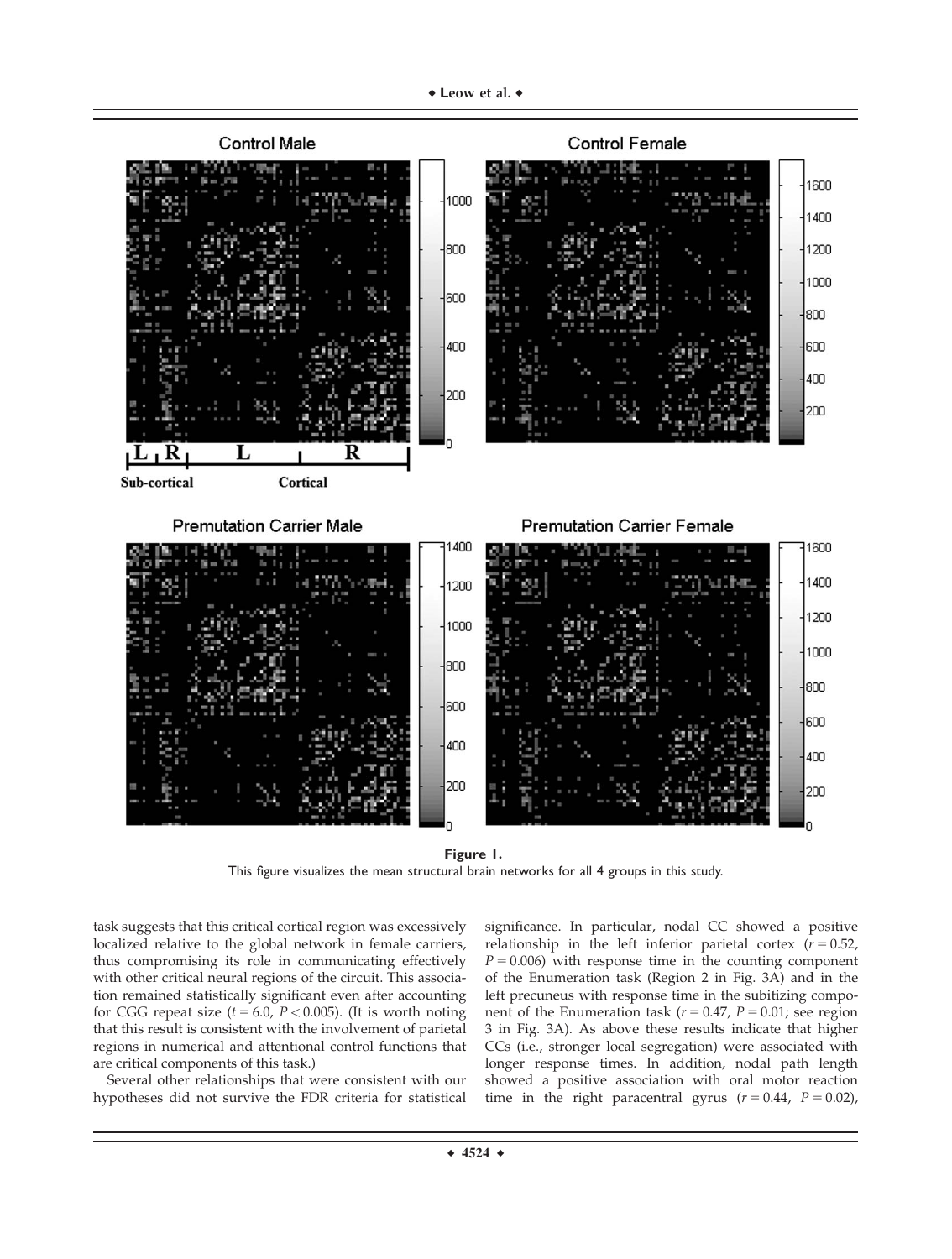**Figure 1.**
This figure visualizes the mean structural brain networks for all 4 groups in this study.

task suggests that this critical cortical region was excessively localized relative to the global network in female carriers, thus compromising its role in communicating effectively with other critical neural regions of the circuit. This association remained statistically significant even after accounting for CGG repeat size ($t = 6.0$, $P < 0.005$). (It is worth noting that this result is consistent with the involvement of parietal regions in numerical and attentional control functions that are critical components of this task.)

Several other relationships that were consistent with our hypotheses did not survive the FDR criteria for statistical significance. In particular, nodal CC showed a positive relationship in the left inferior parietal cortex ($r = 0.52$, $P = 0.006$) with response time in the counting component of the Enumeration task (Region 2 in Fig. 3A) and in the left precuneus with response time in the subitizing component of the Enumeration task ($r = 0.47$, $P = 0.01$; see region 3 in Fig. 3A). As above these results indicate that higher CCs (i.e., stronger local segregation) were associated with longer response times. In addition, nodal path length showed a positive association with oral motor reaction time in the right paracentral gyrus ($r = 0.44$, $P = 0.02$),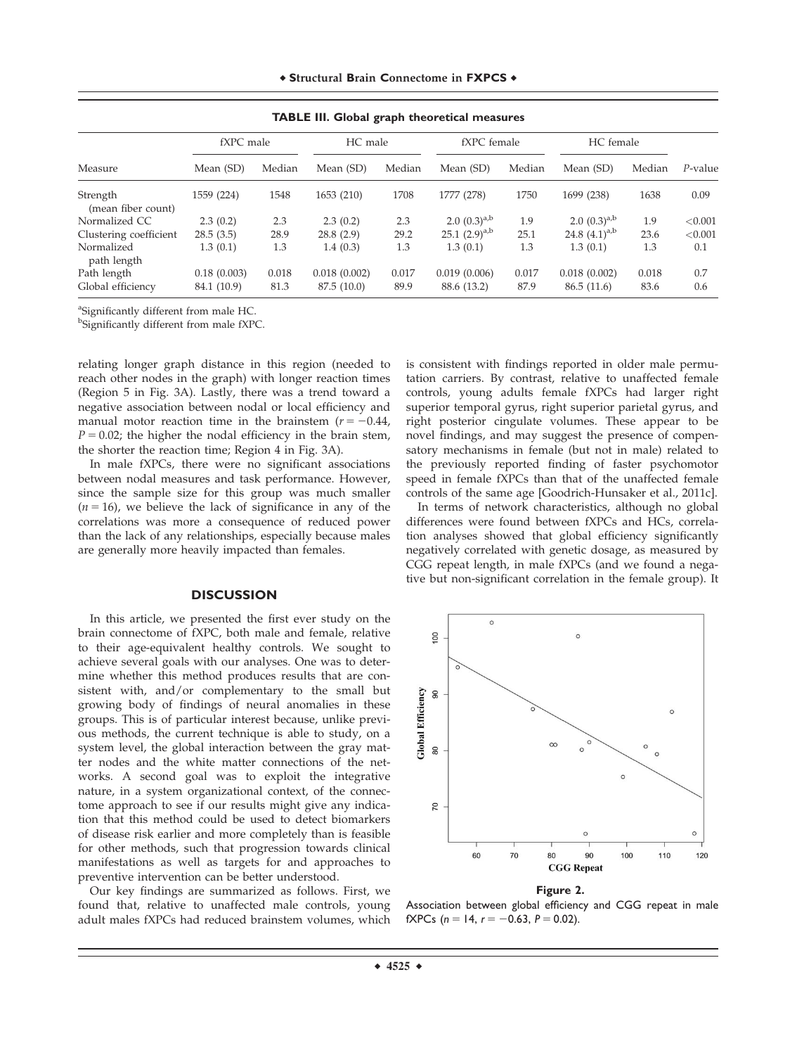**TABLE III. Global graph theoretical measures**

| Measure | fXPC male | | HC male | | fXPC female | | HC female | | *P*-value |
|---|---|---|---|---|---|---|---|---|---|
| | Mean (SD) | Median | Mean (SD) | Median | Mean (SD) | Median | Mean (SD) | Median | |
| Strength (mean fiber count) | 1559 (224) | 1548 | 1653 (210) | 1708 | 1777 (278) | 1750 | 1699 (238) | 1638 | 0.09 |
| Normalized CC | 2.3 (0.2) | 2.3 | 2.3 (0.2) | 2.3 | 2.0 (0.3)[a,b] | 1.9 | 2.0 (0.3)[a,b] | 1.9 | <0.001 |
| Clustering coefficient | 28.5 (3.5) | 28.9 | 28.8 (2.9) | 29.2 | 25.1 (2.9)[a,b] | 25.1 | 24.8 (4.1)[a,b] | 23.6 | <0.001 |
| Normalized path length | 1.3 (0.1) | 1.3 | 1.4 (0.3) | 1.3 | 1.3 (0.1) | 1.3 | 1.3 (0.1) | 1.3 | 0.1 |
| Path length | 0.18 (0.003) | 0.018 | 0.018 (0.002) | 0.017 | 0.019 (0.006) | 0.017 | 0.018 (0.002) | 0.018 | 0.7 |
| Global efficiency | 84.1 (10.9) | 81.3 | 87.5 (10.0) | 89.9 | 88.6 (13.2) | 87.9 | 86.5 (11.6) | 83.6 | 0.6 |

[a]Significantly different from male HC.
[b]Significantly different from male fXPC.

relating longer graph distance in this region (needed to reach other nodes in the graph) with longer reaction times (Region 5 in Fig. 3A). Lastly, there was a trend toward a negative association between nodal or local efficiency and manual motor reaction time in the brainstem ($r = -0.44$, $P = 0.02$; the higher the nodal efficiency in the brain stem, the shorter the reaction time; Region 4 in Fig. 3A).

In male fXPCs, there were no significant associations between nodal measures and task performance. However, since the sample size for this group was much smaller ($n = 16$), we believe the lack of significance in any of the correlations was more a consequence of reduced power than the lack of any relationships, especially because males are generally more heavily impacted than females.

## DISCUSSION

In this article, we presented the first ever study on the brain connectome of fXPC, both male and female, relative to their age-equivalent healthy controls. We sought to achieve several goals with our analyses. One was to determine whether this method produces results that are consistent with, and/or complementary to the small but growing body of findings of neural anomalies in these groups. This is of particular interest because, unlike previous methods, the current technique is able to study, on a system level, the global interaction between the gray matter nodes and the white matter connections of the networks. A second goal was to exploit the integrative nature, in a system organizational context, of the connectome approach to see if our results might give any indication that this method could be used to detect biomarkers of disease risk earlier and more completely than is feasible for other methods, such that progression towards clinical manifestations as well as targets for and approaches to preventive intervention can be better understood.

Our key findings are summarized as follows. First, we found that, relative to unaffected male controls, young adult males fXPCs had reduced brainstem volumes, which is consistent with findings reported in older male permutation carriers. By contrast, relative to unaffected female controls, young adults female fXPCs had larger right superior temporal gyrus, right superior parietal gyrus, and right posterior cingulate volumes. These appear to be novel findings, and may suggest the presence of compensatory mechanisms in female (but not in male) related to the previously reported finding of faster psychomotor speed in female fXPCs than that of the unaffected female controls of the same age [Goodrich-Hunsaker et al., 2011c].

In terms of network characteristics, although no global differences were found between fXPCs and HCs, correlation analyses showed that global efficiency significantly negatively correlated with genetic dosage, as measured by CGG repeat length, in male fXPCs (and we found a negative but non-significant correlation in the female group). It

**Figure 2.**
Association between global efficiency and CGG repeat in male fXPCs ($n = 14$, $r = -0.63$, $P = 0.02$).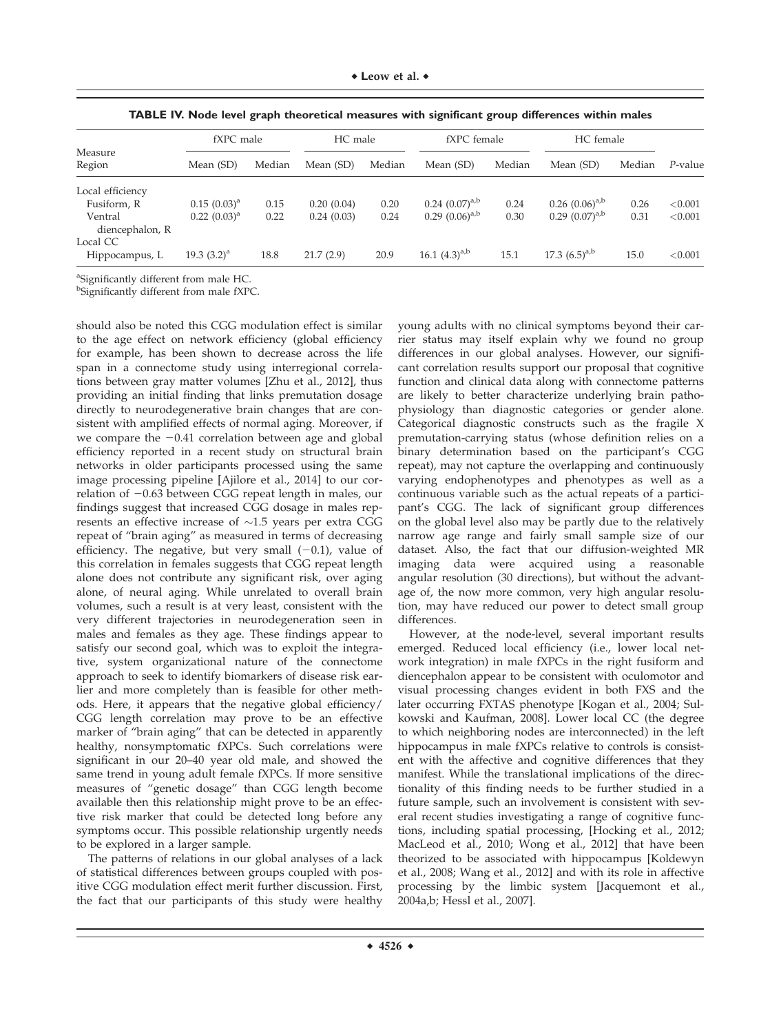**TABLE IV. Node level graph theoretical measures with significant group differences within males**

| Measure Region | fXPC male | | HC male | | fXPC female | | HC female | | |
|---|---|---|---|---|---|---|---|---|---|
| | Mean (SD) | Median | Mean (SD) | Median | Mean (SD) | Median | Mean (SD) | Median | *P*-value |
| Local efficiency | | | | | | | | | |
| Fusiform, R | 0.15 (0.03)[a] | 0.15 | 0.20 (0.04) | 0.20 | 0.24 (0.07)[a,b] | 0.24 | 0.26 (0.06)[a,b] | 0.26 | <0.001 |
| Ventral diencephalon, R | 0.22 (0.03)[a] | 0.22 | 0.24 (0.03) | 0.24 | 0.29 (0.06)[a,b] | 0.30 | 0.29 (0.07)[a,b] | 0.31 | <0.001 |
| Local CC | | | | | | | | | |
| Hippocampus, L | 19.3 (3.2)[a] | 18.8 | 21.7 (2.9) | 20.9 | 16.1 (4.3)[a,b] | 15.1 | 17.3 (6.5)[a,b] | 15.0 | <0.001 |

[a]Significantly different from male HC.
[b]Significantly different from male fXPC.

should also be noted this CGG modulation effect is similar to the age effect on network efficiency (global efficiency for example, has been shown to decrease across the life span in a connectome study using interregional correlations between gray matter volumes [Zhu et al., 2012], thus providing an initial finding that links premutation dosage directly to neurodegenerative brain changes that are consistent with amplified effects of normal aging. Moreover, if we compare the −0.41 correlation between age and global efficiency reported in a recent study on structural brain networks in older participants processed using the same image processing pipeline [Ajilore et al., 2014] to our correlation of −0.63 between CGG repeat length in males, our findings suggest that increased CGG dosage in males represents an effective increase of ∼1.5 years per extra CGG repeat of "brain aging" as measured in terms of decreasing efficiency. The negative, but very small (−0.1), value of this correlation in females suggests that CGG repeat length alone does not contribute any significant risk, over aging alone, of neural aging. While unrelated to overall brain volumes, such a result is at very least, consistent with the very different trajectories in neurodegeneration seen in males and females as they age. These findings appear to satisfy our second goal, which was to exploit the integrative, system organizational nature of the connectome approach to seek to identify biomarkers of disease risk earlier and more completely than is feasible for other methods. Here, it appears that the negative global efficiency/CGG length correlation may prove to be an effective marker of "brain aging" that can be detected in apparently healthy, nonsymptomatic fXPCs. Such correlations were significant in our 20–40 year old male, and showed the same trend in young adult female fXPCs. If more sensitive measures of "genetic dosage" than CGG length become available then this relationship might prove to be an effective risk marker that could be detected long before any symptoms occur. This possible relationship urgently needs to be explored in a larger sample.

The patterns of relations in our global analyses of a lack of statistical differences between groups coupled with positive CGG modulation effect merit further discussion. First, the fact that our participants of this study were healthy young adults with no clinical symptoms beyond their carrier status may itself explain why we found no group differences in our global analyses. However, our significant correlation results support our proposal that cognitive function and clinical data along with connectome patterns are likely to better characterize underlying brain pathophysiology than diagnostic categories or gender alone. Categorical diagnostic constructs such as the fragile X premutation-carrying status (whose definition relies on a binary determination based on the participant's CGG repeat), may not capture the overlapping and continuously varying endophenotypes and phenotypes as well as a continuous variable such as the actual repeats of a participant's CGG. The lack of significant group differences on the global level also may be partly due to the relatively narrow age range and fairly small sample size of our dataset. Also, the fact that our diffusion-weighted MR imaging data were acquired using a reasonable angular resolution (30 directions), but without the advantage of, the now more common, very high angular resolution, may have reduced our power to detect small group differences.

However, at the node-level, several important results emerged. Reduced local efficiency (i.e., lower local network integration) in male fXPCs in the right fusiform and diencephalon appear to be consistent with oculomotor and visual processing changes evident in both FXS and the later occurring FXTAS phenotype [Kogan et al., 2004; Sulkowski and Kaufman, 2008]. Lower local CC (the degree to which neighboring nodes are interconnected) in the left hippocampus in male fXPCs relative to controls is consistent with the affective and cognitive differences that they manifest. While the translational implications of the directionality of this finding needs to be further studied in a future sample, such an involvement is consistent with several recent studies investigating a range of cognitive functions, including spatial processing, [Hocking et al., 2012; MacLeod et al., 2010; Wong et al., 2012] that have been theorized to be associated with hippocampus [Koldewyn et al., 2008; Wang et al., 2012] and with its role in affective processing by the limbic system [Jacquemont et al., 2004a,b; Hessl et al., 2007].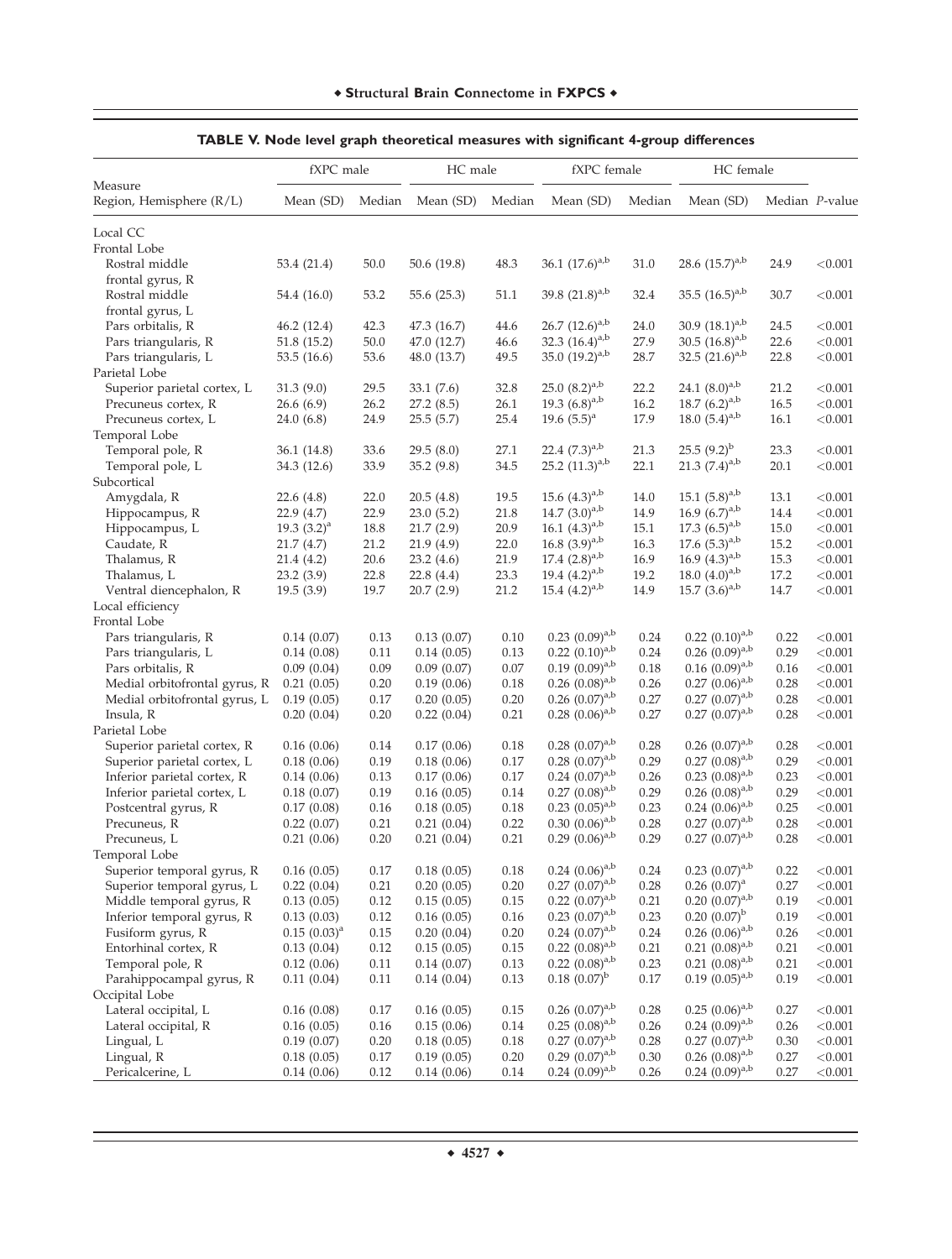**TABLE V. Node level graph theoretical measures with significant 4-group differences**

| Measure Region, Hemisphere (R/L) | fXPC male Mean (SD) | fXPC male Median | HC male Mean (SD) | HC male Median | fXPC female Mean (SD) | fXPC female Median | HC female Mean (SD) | HC female Median | *P*-value |
|---|---|---|---|---|---|---|---|---|---|
| Local CC | | | | | | | | | |
| Frontal Lobe | | | | | | | | | |
| Rostral middle frontal gyrus, R | 53.4 (21.4) | 50.0 | 50.6 (19.8) | 48.3 | 36.1 (17.6)[a,b] | 31.0 | 28.6 (15.7)[a,b] | 24.9 | <0.001 |
| Rostral middle frontal gyrus, L | 54.4 (16.0) | 53.2 | 55.6 (25.3) | 51.1 | 39.8 (21.8)[a,b] | 32.4 | 35.5 (16.5)[a,b] | 30.7 | <0.001 |
| Pars orbitalis, R | 46.2 (12.4) | 42.3 | 47.3 (16.7) | 44.6 | 26.7 (12.6)[a,b] | 24.0 | 30.9 (18.1)[a,b] | 24.5 | <0.001 |
| Pars triangularis, R | 51.8 (15.2) | 50.0 | 47.0 (12.7) | 46.6 | 32.3 (16.4)[a,b] | 27.9 | 30.5 (16.8)[a,b] | 22.6 | <0.001 |
| Pars triangularis, L | 53.5 (16.6) | 53.6 | 48.0 (13.7) | 49.5 | 35.0 (19.2)[a,b] | 28.7 | 32.5 (21.6)[a,b] | 22.8 | <0.001 |
| Parietal Lobe | | | | | | | | | |
| Superior parietal cortex, L | 31.3 (9.0) | 29.5 | 33.1 (7.6) | 32.8 | 25.0 (8.2)[a,b] | 22.2 | 24.1 (8.0)[a,b] | 21.2 | <0.001 |
| Precuneus cortex, R | 26.6 (6.9) | 26.2 | 27.2 (8.5) | 26.1 | 19.3 (6.8)[a,b] | 16.2 | 18.7 (6.2)[a,b] | 16.5 | <0.001 |
| Precuneus cortex, L | 24.0 (6.8) | 24.9 | 25.5 (5.7) | 25.4 | 19.6 (5.5)[a] | 17.9 | 18.0 (5.4)[a,b] | 16.1 | <0.001 |
| Temporal Lobe | | | | | | | | | |
| Temporal pole, R | 36.1 (14.8) | 33.6 | 29.5 (8.0) | 27.1 | 22.4 (7.3)[a,b] | 21.3 | 25.5 (9.2)[b] | 23.3 | <0.001 |
| Temporal pole, L | 34.3 (12.6) | 33.9 | 35.2 (9.8) | 34.5 | 25.2 (11.3)[a,b] | 22.1 | 21.3 (7.4)[a,b] | 20.1 | <0.001 |
| Subcortical | | | | | | | | | |
| Amygdala, R | 22.6 (4.8) | 22.0 | 20.5 (4.8) | 19.5 | 15.6 (4.3)[a,b] | 14.0 | 15.1 (5.8)[a,b] | 13.1 | <0.001 |
| Hippocampus, R | 22.9 (4.7) | 22.9 | 23.0 (5.2) | 21.8 | 14.7 (3.0)[a,b] | 14.9 | 16.9 (6.7)[a,b] | 14.4 | <0.001 |
| Hippocampus, L | 19.3 (3.2)[a] | 18.8 | 21.7 (2.9) | 20.9 | 16.1 (4.3)[a,b] | 15.1 | 17.3 (6.5)[a,b] | 15.0 | <0.001 |
| Caudate, R | 21.7 (4.7) | 21.2 | 21.9 (4.9) | 22.0 | 16.8 (3.9)[a,b] | 16.3 | 17.6 (5.3)[a,b] | 15.2 | <0.001 |
| Thalamus, R | 21.4 (4.2) | 20.6 | 23.2 (4.6) | 21.9 | 17.4 (2.8)[a,b] | 16.9 | 16.9 (4.3)[a,b] | 15.3 | <0.001 |
| Thalamus, L | 23.2 (3.9) | 22.8 | 22.8 (4.4) | 23.3 | 19.4 (4.2)[a,b] | 19.2 | 18.0 (4.0)[a,b] | 17.2 | <0.001 |
| Ventral diencephalon, R | 19.5 (3.9) | 19.7 | 20.7 (2.9) | 21.2 | 15.4 (4.2)[a,b] | 14.9 | 15.7 (3.6)[a,b] | 14.7 | <0.001 |
| Local efficiency | | | | | | | | | |
| Frontal Lobe | | | | | | | | | |
| Pars triangularis, R | 0.14 (0.07) | 0.13 | 0.13 (0.07) | 0.10 | 0.23 (0.09)[a,b] | 0.24 | 0.22 (0.10)[a,b] | 0.22 | <0.001 |
| Pars triangularis, L | 0.14 (0.08) | 0.11 | 0.14 (0.05) | 0.13 | 0.22 (0.10)[a,b] | 0.24 | 0.26 (0.09)[a,b] | 0.29 | <0.001 |
| Pars orbitalis, R | 0.09 (0.04) | 0.09 | 0.09 (0.07) | 0.07 | 0.19 (0.09)[a,b] | 0.18 | 0.16 (0.09)[a,b] | 0.16 | <0.001 |
| Medial orbitofrontal gyrus, R | 0.21 (0.05) | 0.20 | 0.19 (0.06) | 0.18 | 0.26 (0.08)[a,b] | 0.26 | 0.27 (0.06)[a,b] | 0.28 | <0.001 |
| Medial orbitofrontal gyrus, L | 0.19 (0.05) | 0.17 | 0.20 (0.05) | 0.20 | 0.26 (0.07)[a,b] | 0.27 | 0.27 (0.07)[a,b] | 0.28 | <0.001 |
| Insula, R | 0.20 (0.04) | 0.20 | 0.22 (0.04) | 0.21 | 0.28 (0.06)[a,b] | 0.27 | 0.27 (0.07)[a,b] | 0.28 | <0.001 |
| Parietal Lobe | | | | | | | | | |
| Superior parietal cortex, R | 0.16 (0.06) | 0.14 | 0.17 (0.06) | 0.18 | 0.28 (0.07)[a,b] | 0.28 | 0.26 (0.07)[a,b] | 0.28 | <0.001 |
| Superior parietal cortex, L | 0.18 (0.06) | 0.19 | 0.18 (0.06) | 0.17 | 0.28 (0.07)[a,b] | 0.29 | 0.27 (0.08)[a,b] | 0.29 | <0.001 |
| Inferior parietal cortex, R | 0.14 (0.06) | 0.13 | 0.17 (0.06) | 0.17 | 0.24 (0.07)[a,b] | 0.26 | 0.23 (0.08)[a,b] | 0.23 | <0.001 |
| Inferior parietal cortex, L | 0.18 (0.07) | 0.19 | 0.16 (0.05) | 0.14 | 0.27 (0.08)[a,b] | 0.29 | 0.26 (0.08)[a,b] | 0.29 | <0.001 |
| Postcentral gyrus, R | 0.17 (0.08) | 0.16 | 0.18 (0.05) | 0.18 | 0.23 (0.05)[a,b] | 0.23 | 0.24 (0.06)[a,b] | 0.25 | <0.001 |
| Precuneus, R | 0.22 (0.07) | 0.21 | 0.21 (0.04) | 0.22 | 0.30 (0.06)[a,b] | 0.28 | 0.27 (0.07)[a,b] | 0.28 | <0.001 |
| Precuneus, L | 0.21 (0.06) | 0.20 | 0.21 (0.04) | 0.21 | 0.29 (0.06)[a,b] | 0.29 | 0.27 (0.07)[a,b] | 0.28 | <0.001 |
| Temporal Lobe | | | | | | | | | |
| Superior temporal gyrus, R | 0.16 (0.05) | 0.17 | 0.18 (0.05) | 0.18 | 0.24 (0.06)[a,b] | 0.24 | 0.23 (0.07)[a,b] | 0.22 | <0.001 |
| Superior temporal gyrus, L | 0.22 (0.04) | 0.21 | 0.20 (0.05) | 0.20 | 0.27 (0.07)[a,b] | 0.28 | 0.26 (0.07)[a] | 0.27 | <0.001 |
| Middle temporal gyrus, R | 0.13 (0.05) | 0.12 | 0.15 (0.05) | 0.15 | 0.22 (0.07)[a,b] | 0.21 | 0.20 (0.07)[a,b] | 0.19 | <0.001 |
| Inferior temporal gyrus, R | 0.13 (0.03) | 0.12 | 0.16 (0.05) | 0.16 | 0.23 (0.07)[a,b] | 0.23 | 0.20 (0.07)[b] | 0.19 | <0.001 |
| Fusiform gyrus, R | 0.15 (0.03)[a] | 0.15 | 0.20 (0.04) | 0.20 | 0.24 (0.07)[a,b] | 0.24 | 0.26 (0.06)[a,b] | 0.26 | <0.001 |
| Entorhinal cortex, R | 0.13 (0.04) | 0.12 | 0.15 (0.05) | 0.15 | 0.22 (0.08)[a,b] | 0.21 | 0.21 (0.08)[a,b] | 0.21 | <0.001 |
| Temporal pole, R | 0.12 (0.06) | 0.11 | 0.14 (0.07) | 0.13 | 0.22 (0.08)[a,b] | 0.23 | 0.21 (0.08)[a,b] | 0.21 | <0.001 |
| Parahippocampal gyrus, R | 0.11 (0.04) | 0.11 | 0.14 (0.04) | 0.13 | 0.18 (0.07)[b] | 0.17 | 0.19 (0.05)[a,b] | 0.19 | <0.001 |
| Occipital Lobe | | | | | | | | | |
| Lateral occipital, L | 0.16 (0.08) | 0.17 | 0.16 (0.05) | 0.15 | 0.26 (0.07)[a,b] | 0.28 | 0.25 (0.06)[a,b] | 0.27 | <0.001 |
| Lateral occipital, R | 0.16 (0.05) | 0.16 | 0.15 (0.06) | 0.14 | 0.25 (0.08)[a,b] | 0.26 | 0.24 (0.09)[a,b] | 0.26 | <0.001 |
| Lingual, L | 0.19 (0.07) | 0.20 | 0.18 (0.05) | 0.18 | 0.27 (0.07)[a,b] | 0.28 | 0.27 (0.07)[a,b] | 0.30 | <0.001 |
| Lingual, R | 0.18 (0.05) | 0.17 | 0.19 (0.05) | 0.20 | 0.29 (0.07)[a,b] | 0.30 | 0.26 (0.08)[a,b] | 0.27 | <0.001 |
| Pericalcerine, L | 0.14 (0.06) | 0.12 | 0.14 (0.06) | 0.14 | 0.24 (0.09)[a,b] | 0.26 | 0.24 (0.09)[a,b] | 0.27 | <0.001 |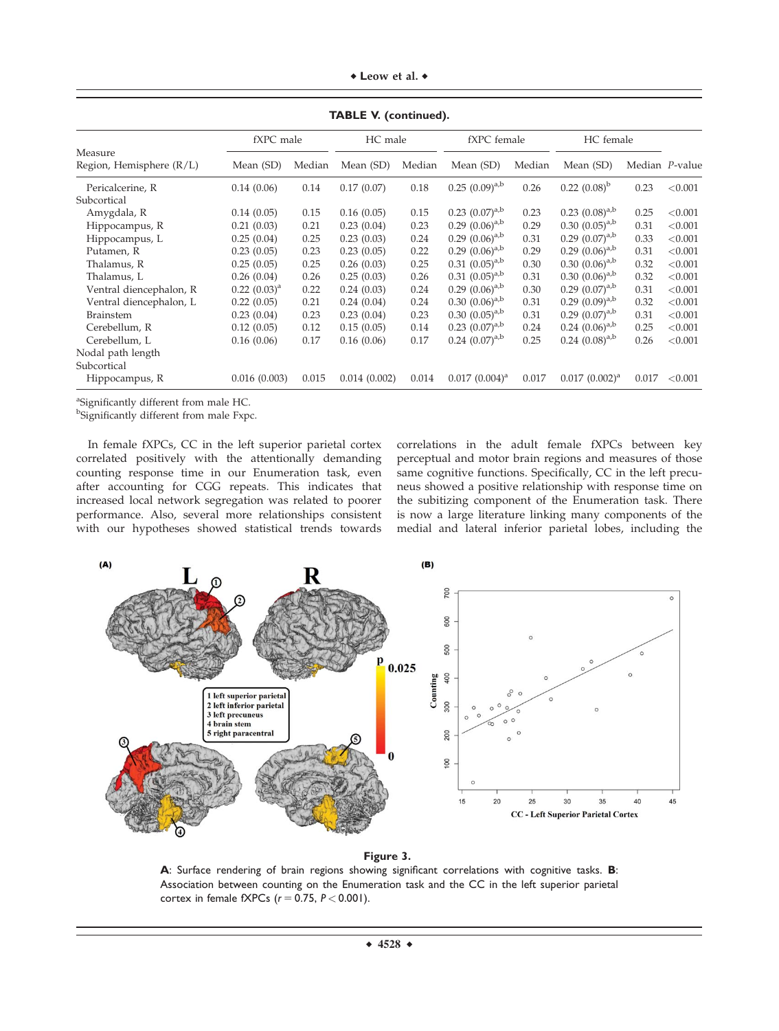**TABLE V. (continued).**

| Measure<br>Region, Hemisphere (R/L) | fXPC male | | HC male | | fXPC female | | HC female | | |
|---|---|---|---|---|---|---|---|---|---|
| | Mean (SD) | Median | Mean (SD) | Median | Mean (SD) | Median | Mean (SD) | Median | *P*-value |
| Pericalcerine, R | 0.14 (0.06) | 0.14 | 0.17 (0.07) | 0.18 | 0.25 (0.09)[a,b] | 0.26 | 0.22 (0.08)[b] | 0.23 | <0.001 |
| Subcortical | | | | | | | | | |
| Amygdala, R | 0.14 (0.05) | 0.15 | 0.16 (0.05) | 0.15 | 0.23 (0.07)[a,b] | 0.23 | 0.23 (0.08)[a,b] | 0.25 | <0.001 |
| Hippocampus, R | 0.21 (0.03) | 0.21 | 0.23 (0.04) | 0.23 | 0.29 (0.06)[a,b] | 0.29 | 0.30 (0.05)[a,b] | 0.31 | <0.001 |
| Hippocampus, L | 0.25 (0.04) | 0.25 | 0.23 (0.03) | 0.24 | 0.29 (0.06)[a,b] | 0.31 | 0.29 (0.07)[a,b] | 0.33 | <0.001 |
| Putamen, R | 0.23 (0.05) | 0.23 | 0.23 (0.05) | 0.22 | 0.29 (0.06)[a,b] | 0.29 | 0.29 (0.06)[a,b] | 0.31 | <0.001 |
| Thalamus, R | 0.25 (0.05) | 0.25 | 0.26 (0.03) | 0.25 | 0.31 (0.05)[a,b] | 0.30 | 0.30 (0.06)[a,b] | 0.32 | <0.001 |
| Thalamus, L | 0.26 (0.04) | 0.26 | 0.25 (0.03) | 0.26 | 0.31 (0.05)[a,b] | 0.31 | 0.30 (0.06)[a,b] | 0.32 | <0.001 |
| Ventral diencephalon, R | 0.22 (0.03)[a] | 0.22 | 0.24 (0.03) | 0.24 | 0.29 (0.06)[a,b] | 0.30 | 0.29 (0.07)[a,b] | 0.31 | <0.001 |
| Ventral diencephalon, L | 0.22 (0.05) | 0.21 | 0.24 (0.04) | 0.24 | 0.30 (0.06)[a,b] | 0.31 | 0.29 (0.09)[a,b] | 0.32 | <0.001 |
| Brainstem | 0.23 (0.04) | 0.23 | 0.23 (0.04) | 0.23 | 0.30 (0.05)[a,b] | 0.31 | 0.29 (0.07)[a,b] | 0.31 | <0.001 |
| Cerebellum, R | 0.12 (0.05) | 0.12 | 0.15 (0.05) | 0.14 | 0.23 (0.07)[a,b] | 0.24 | 0.24 (0.06)[a,b] | 0.25 | <0.001 |
| Cerebellum, L | 0.16 (0.06) | 0.17 | 0.16 (0.06) | 0.17 | 0.24 (0.07)[a,b] | 0.25 | 0.24 (0.08)[a,b] | 0.26 | <0.001 |
| Nodal path length | | | | | | | | | |
| Subcortical | | | | | | | | | |
| Hippocampus, R | 0.016 (0.003) | 0.015 | 0.014 (0.002) | 0.014 | 0.017 (0.004)[a] | 0.017 | 0.017 (0.002)[a] | 0.017 | <0.001 |

[a]Significantly different from male HC.
[b]Significantly different from male Fxpc.

In female fXPCs, CC in the left superior parietal cortex correlated positively with the attentionally demanding counting response time in our Enumeration task, even after accounting for CGG repeats. This indicates that increased local network segregation was related to poorer performance. Also, several more relationships consistent with our hypotheses showed statistical trends towards correlations in the adult female fXPCs between key perceptual and motor brain regions and measures of those same cognitive functions. Specifically, CC in the left precuneus showed a positive relationship with response time on the subitizing component of the Enumeration task. There is now a large literature linking many components of the medial and lateral inferior parietal lobes, including the

**Figure 3.**
**A**: Surface rendering of brain regions showing significant correlations with cognitive tasks. **B**: Association between counting on the Enumeration task and the CC in the left superior parietal cortex in female fXPCs ($r = 0.75$, $P < 0.001$).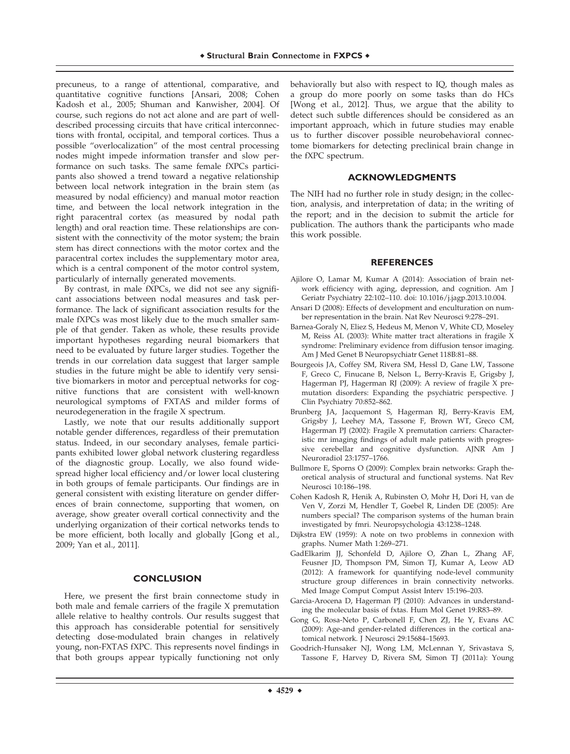precuneus, to a range of attentional, comparative, and quantitative cognitive functions [Ansari, 2008; Cohen Kadosh et al., 2005; Shuman and Kanwisher, 2004]. Of course, such regions do not act alone and are part of well-described processing circuits that have critical interconnections with frontal, occipital, and temporal cortices. Thus a possible "overlocalization" of the most central processing nodes might impede information transfer and slow performance on such tasks. The same female fXPCs participants also showed a trend toward a negative relationship between local network integration in the brain stem (as measured by nodal efficiency) and manual motor reaction time, and between the local network integration in the right paracentral cortex (as measured by nodal path length) and oral reaction time. These relationships are consistent with the connectivity of the motor system; the brain stem has direct connections with the motor cortex and the paracentral cortex includes the supplementary motor area, which is a central component of the motor control system, particularly of internally generated movements.

By contrast, in male fXPCs, we did not see any significant associations between nodal measures and task performance. The lack of significant association results for the male fXPCs was most likely due to the much smaller sample of that gender. Taken as whole, these results provide important hypotheses regarding neural biomarkers that need to be evaluated by future larger studies. Together the trends in our correlation data suggest that larger sample studies in the future might be able to identify very sensitive biomarkers in motor and perceptual networks for cognitive functions that are consistent with well-known neurological symptoms of FXTAS and milder forms of neurodegeneration in the fragile X spectrum.

Lastly, we note that our results additionally support notable gender differences, regardless of their premutation status. Indeed, in our secondary analyses, female participants exhibited lower global network clustering regardless of the diagnostic group. Locally, we also found widespread higher local efficiency and/or lower local clustering in both groups of female participants. Our findings are in general consistent with existing literature on gender differences of brain connectome, supporting that women, on average, show greater overall cortical connectivity and the underlying organization of their cortical networks tends to be more efficient, both locally and globally [Gong et al., 2009; Yan et al., 2011].

## CONCLUSION

Here, we present the first brain connectome study in both male and female carriers of the fragile X premutation allele relative to healthy controls. Our results suggest that this approach has considerable potential for sensitively detecting dose-modulated brain changes in relatively young, non-FXTAS fXPC. This represents novel findings in that both groups appear typically functioning not only behaviorally but also with respect to IQ, though males as a group do more poorly on some tasks than do HCs [Wong et al., 2012]. Thus, we argue that the ability to detect such subtle differences should be considered as an important approach, which in future studies may enable us to further discover possible neurobehavioral connectome biomarkers for detecting preclinical brain change in the fXPC spectrum.

## ACKNOWLEDGMENTS

The NIH had no further role in study design; in the collection, analysis, and interpretation of data; in the writing of the report; and in the decision to submit the article for publication. The authors thank the participants who made this work possible.

## REFERENCES

Ajilore O, Lamar M, Kumar A (2014): Association of brain network efficiency with aging, depression, and cognition. Am J Geriatr Psychiatry 22:102–110. doi: 10.1016/j.jagp.2013.10.004.

Ansari D (2008): Effects of development and enculturation on number representation in the brain. Nat Rev Neurosci 9:278–291.

Barnea-Goraly N, Eliez S, Hedeus M, Menon V, White CD, Moseley M, Reiss AL (2003): White matter tract alterations in fragile X syndrome: Preliminary evidence from diffusion tensor imaging. Am J Med Genet B Neuropsychiatr Genet 118B:81–88.

Bourgeois JA, Coffey SM, Rivera SM, Hessl D, Gane LW, Tassone F, Greco C, Finucane B, Nelson L, Berry-Kravis E, Grigsby J, Hagerman PJ, Hagerman RJ (2009): A review of fragile X premutation disorders: Expanding the psychiatric perspective. J Clin Psychiatry 70:852–862.

Brunberg JA, Jacquemont S, Hagerman RJ, Berry-Kravis EM, Grigsby J, Leehey MA, Tassone F, Brown WT, Greco CM, Hagerman PJ (2002): Fragile X premutation carriers: Characteristic mr imaging findings of adult male patients with progressive cerebellar and cognitive dysfunction. AJNR Am J Neuroradiol 23:1757–1766.

Bullmore E, Sporns O (2009): Complex brain networks: Graph theoretical analysis of structural and functional systems. Nat Rev Neurosci 10:186–198.

Cohen Kadosh R, Henik A, Rubinsten O, Mohr H, Dori H, van de Ven V, Zorzi M, Hendler T, Goebel R, Linden DE (2005): Are numbers special? The comparison systems of the human brain investigated by fmri. Neuropsychologia 43:1238–1248.

Dijkstra EW (1959): A note on two problems in connexion with graphs. Numer Math 1:269–271.

GadElkarim JJ, Schonfeld D, Ajilore O, Zhan L, Zhang AF, Feusner JD, Thompson PM, Simon TJ, Kumar A, Leow AD (2012): A framework for quantifying node-level community structure group differences in brain connectivity networks. Med Image Comput Comput Assist Interv 15:196–203.

Garcia-Arocena D, Hagerman PJ (2010): Advances in understanding the molecular basis of fxtas. Hum Mol Genet 19:R83–89.

Gong G, Rosa-Neto P, Carbonell F, Chen ZJ, He Y, Evans AC (2009): Age-and gender-related differences in the cortical anatomical network. J Neurosci 29:15684–15693.

Goodrich-Hunsaker NJ, Wong LM, McLennan Y, Srivastava S, Tassone F, Harvey D, Rivera SM, Simon TJ (2011a): Young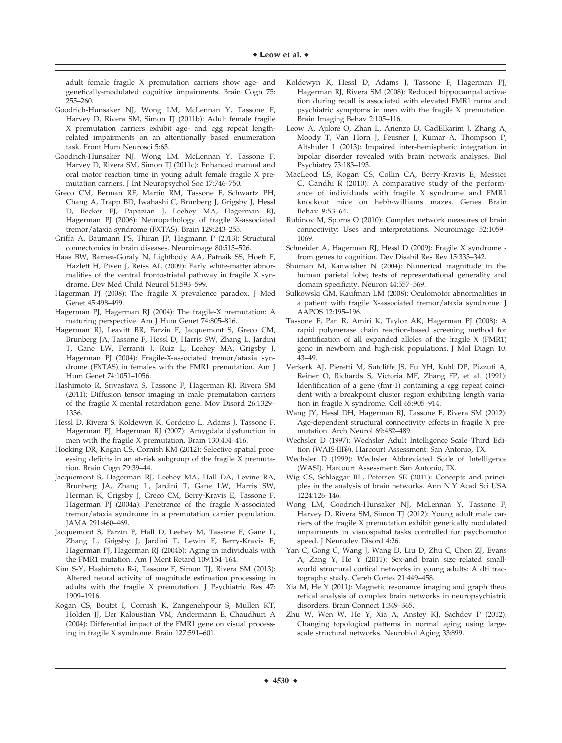adult female fragile X premutation carriers show age- and genetically-modulated cognitive impairments. Brain Cogn 75: 255–260.

Goodrich-Hunsaker NJ, Wong LM, McLennan Y, Tassone F, Harvey D, Rivera SM, Simon TJ (2011b): Adult female fragile X premutation carriers exhibit age- and cgg repeat length-related impairments on an attentionally based enumeration task. Front Hum Neurosci 5:63.

Goodrich-Hunsaker NJ, Wong LM, McLennan Y, Tassone F, Harvey D, Rivera SM, Simon TJ (2011c): Enhanced manual and oral motor reaction time in young adult female fragile X premutation carriers. J Int Neuropsychol Soc 17:746–750.

Greco CM, Berman RF, Martin RM, Tassone F, Schwartz PH, Chang A, Trapp BD, Iwahashi C, Brunberg J, Grigsby J, Hessl D, Becker EJ, Papazian J, Leehey MA, Hagerman RJ, Hagerman PJ (2006): Neuropathology of fragile X-associated tremor/ataxia syndrome (FXTAS). Brain 129:243–255.

Griffa A, Baumann PS, Thiran JP, Hagmann P (2013): Structural connectomics in brain diseases. Neuroimage 80:515–526.

Haas BW, Barnea-Goraly N, Lightbody AA, Patnaik SS, Hoeft F, Hazlett H, Piven J, Reiss AL (2009): Early white-matter abnormalities of the ventral frontostriatal pathway in fragile X syndrome. Dev Med Child Neurol 51:593–599.

Hagerman PJ (2008): The fragile X prevalence paradox. J Med Genet 45:498–499.

Hagerman PJ, Hagerman RJ (2004): The fragile-X premutation: A maturing perspective. Am J Hum Genet 74:805–816.

Hagerman RJ, Leavitt BR, Farzin F, Jacquemont S, Greco CM, Brunberg JA, Tassone F, Hessl D, Harris SW, Zhang L, Jardini T, Gane LW, Ferranti J, Ruiz L, Leehey MA, Grigsby J, Hagerman PJ (2004): Fragile-X-associated tremor/ataxia syndrome (FXTAS) in females with the FMR1 premutation. Am J Hum Genet 74:1051–1056.

Hashimoto R, Srivastava S, Tassone F, Hagerman RJ, Rivera SM (2011): Diffusion tensor imaging in male premutation carriers of the fragile X mental retardation gene. Mov Disord 26:1329–1336.

Hessl D, Rivera S, Koldewyn K, Cordeiro L, Adams J, Tassone F, Hagerman PJ, Hagerman RJ (2007): Amygdala dysfunction in men with the fragile X premutation. Brain 130:404–416.

Hocking DR, Kogan CS, Cornish KM (2012): Selective spatial processing deficits in an at-risk subgroup of the fragile X premutation. Brain Cogn 79:39–44.

Jacquemont S, Hagerman RJ, Leehey MA, Hall DA, Levine RA, Brunberg JA, Zhang L, Jardini T, Gane LW, Harris SW, Herman K, Grigsby J, Greco CM, Berry-Kravis E, Tassone F, Hagerman PJ (2004a): Penetrance of the fragile X-associated tremor/ataxia syndrome in a premutation carrier population. JAMA 291:460–469.

Jacquemont S, Farzin F, Hall D, Leehey M, Tassone F, Gane L, Zhang L, Grigsby J, Jardini T, Lewin F, Berry-Kravis E, Hagerman PJ, Hagerman RJ (2004b): Aging in individuals with the FMR1 mutation. Am J Ment Retard 109:154–164.

Kim S-Y, Hashimoto R-i, Tassone F, Simon TJ, Rivera SM (2013): Altered neural activity of magnitude estimation processing in adults with the fragile X premutation. J Psychiatric Res 47: 1909–1916.

Kogan CS, Boutet I, Cornish K, Zangenehpour S, Mullen KT, Holden JJ, Der Kaloustian VM, Andermann E, Chaudhuri A (2004): Differential impact of the FMR1 gene on visual processing in fragile X syndrome. Brain 127:591–601.

Koldewyn K, Hessl D, Adams J, Tassone F, Hagerman PJ, Hagerman RJ, Rivera SM (2008): Reduced hippocampal activation during recall is associated with elevated FMR1 mrna and psychiatric symptoms in men with the fragile X premutation. Brain Imaging Behav 2:105–116.

Leow A, Ajilore O, Zhan L, Arienzo D, GadElkarim J, Zhang A, Moody T, Van Horn J, Feusner J, Kumar A, Thompson P, Altshuler L (2013): Impaired inter-hemispheric integration in bipolar disorder revealed with brain network analyses. Biol Psychiatry 73:183–193.

MacLeod LS, Kogan CS, Collin CA, Berry-Kravis E, Messier C, Gandhi R (2010): A comparative study of the performance of individuals with fragile X syndrome and FMR1 knockout mice on hebb-williams mazes. Genes Brain Behav 9:53–64.

Rubinov M, Sporns O (2010): Complex network measures of brain connectivity: Uses and interpretations. Neuroimage 52:1059–1069.

Schneider A, Hagerman RJ, Hessl D (2009): Fragile X syndrome - from genes to cognition. Dev Disabil Res Rev 15:333–342.

Shuman M, Kanwisher N (2004): Numerical magnitude in the human parietal lobe; tests of representational generality and domain specificity. Neuron 44:557–569.

Sulkowski GM, Kaufman LM (2008): Oculomotor abnormalities in a patient with fragile X-associated tremor/ataxia syndrome. J AAPOS 12:195–196.

Tassone F, Pan R, Amiri K, Taylor AK, Hagerman PJ (2008): A rapid polymerase chain reaction-based screening method for identification of all expanded alleles of the fragile X (FMR1) gene in newborn and high-risk populations. J Mol Diagn 10: 43–49.

Verkerk AJ, Pieretti M, Sutcliffe JS, Fu YH, Kuhl DP, Pizzuti A, Reiner O, Richards S, Victoria MF, Zhang FP, et al. (1991): Identification of a gene (fmr-1) containing a cgg repeat coincident with a breakpoint cluster region exhibiting length variation in fragile X syndrome. Cell 65:905–914.

Wang JY, Hessl DH, Hagerman RJ, Tassone F, Rivera SM (2012): Age-dependent structural connectivity effects in fragile X premutation. Arch Neurol 69:482–489.

Wechsler D (1997): Wechsler Adult Intelligence Scale–Third Edition (WAIS-III®). Harcourt Assessment: San Antonio, TX.

Wechsler D (1999): Wechsler Abbreviated Scale of Intelligence (WASI). Harcourt Assessment: San Antonio, TX.

Wig GS, Schlaggar BL, Petersen SE (2011): Concepts and principles in the analysis of brain networks. Ann N Y Acad Sci USA 1224:126–146.

Wong LM, Goodrich-Hunsaker NJ, McLennan Y, Tassone F, Harvey D, Rivera SM, Simon TJ (2012): Young adult male carriers of the fragile X premutation exhibit genetically modulated impairments in visuospatial tasks controlled for psychomotor speed. J Neurodev Disord 4:26.

Yan C, Gong G, Wang J, Wang D, Liu D, Zhu C, Chen ZJ, Evans A, Zang Y, He Y (2011): Sex-and brain size–related small-world structural cortical networks in young adults: A dti tractography study. Cereb Cortex 21:449–458.

Xia M, He Y (2011): Magnetic resonance imaging and graph theoretical analysis of complex brain networks in neuropsychiatric disorders. Brain Connect 1:349–365.

Zhu W, Wen W, He Y, Xia A, Anstey KJ, Sachdev P (2012): Changing topological patterns in normal aging using large-scale structural networks. Neurobiol Aging 33:899.